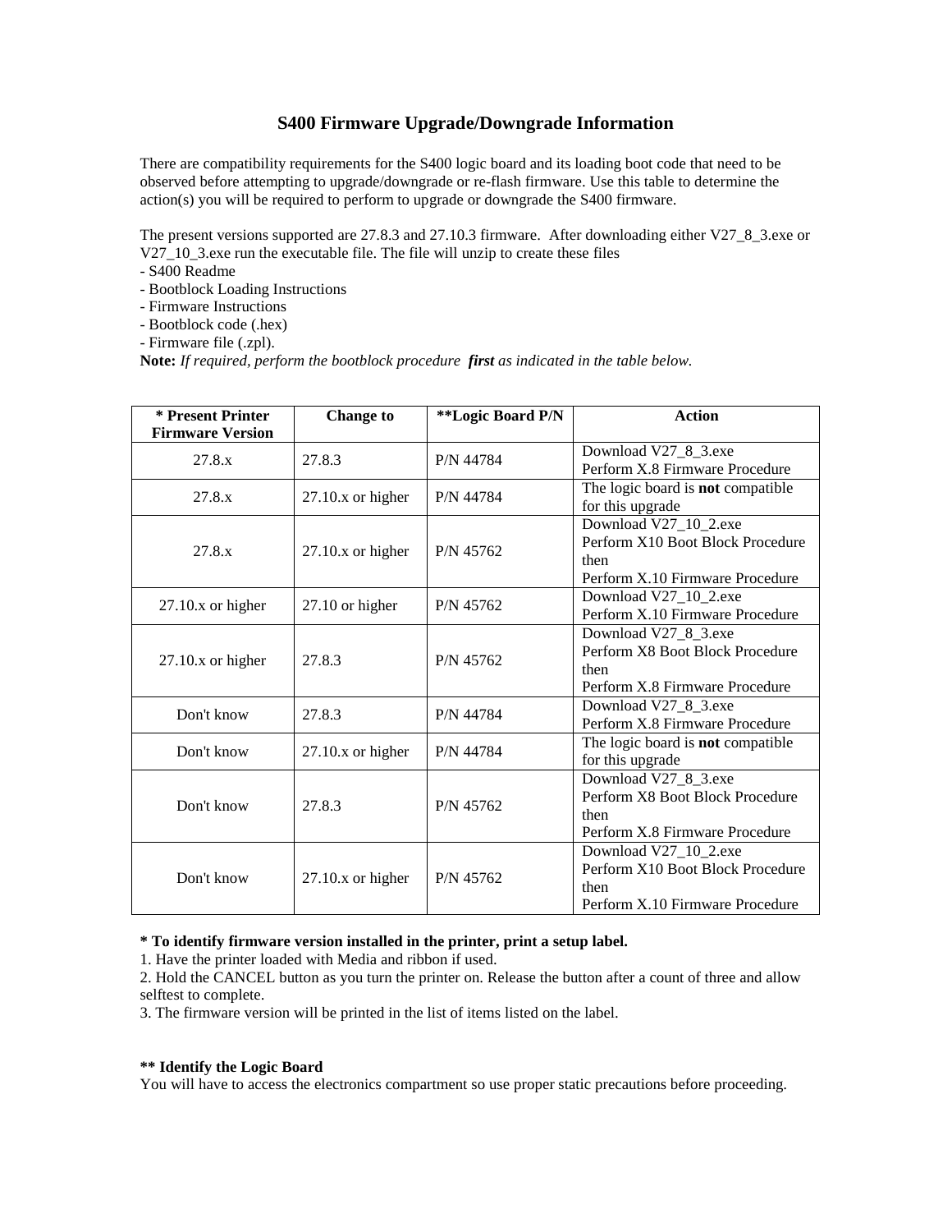# S400 Firmware Upgrade/Downgrade Information

There are compatibility requirements for the S400 logic board and its loading boot code that need to be observed before attempting to upgrade/downgrade or re-flash firmware. Use this table to determine the action(s) you will be required to perform to upgrade or downgrade the S400 firmware.

The present versions supported are 27.8.3 and 27.10.3 firmware. After downloading either V27_8_3.exe or V27_10_3.exe run the executable file. The file will unzip to create these files

- S400 Readme
- Bootblock Loading Instructions
- Firmware Instructions
- Bootblock code (.hex)
- Firmware file (.zpl).

**Note:** *If required, perform the bootblock procedure **first** as indicated in the table below.*

| * Present Printer Firmware Version | Change to | **Logic Board P/N | Action |
|---|---|---|---|
| 27.8.x | 27.8.3 | P/N 44784 | Download V27_8_3.exe<br>Perform X.8 Firmware Procedure |
| 27.8.x | 27.10.x or higher | P/N 44784 | The logic board is **not** compatible for this upgrade |
| 27.8.x | 27.10.x or higher | P/N 45762 | Download V27_10_2.exe<br>Perform X10 Boot Block Procedure then<br>Perform X.10 Firmware Procedure |
| 27.10.x or higher | 27.10 or higher | P/N 45762 | Download V27_10_2.exe<br>Perform X.10 Firmware Procedure |
| 27.10.x or higher | 27.8.3 | P/N 45762 | Download V27_8_3.exe<br>Perform X8 Boot Block Procedure then<br>Perform X.8 Firmware Procedure |
| Don't know | 27.8.3 | P/N 44784 | Download V27_8_3.exe<br>Perform X.8 Firmware Procedure |
| Don't know | 27.10.x or higher | P/N 44784 | The logic board is **not** compatible for this upgrade |
| Don't know | 27.8.3 | P/N 45762 | Download V27_8_3.exe<br>Perform X8 Boot Block Procedure then<br>Perform X.8 Firmware Procedure |
| Don't know | 27.10.x or higher | P/N 45762 | Download V27_10_2.exe<br>Perform X10 Boot Block Procedure then<br>Perform X.10 Firmware Procedure |

**\* To identify firmware version installed in the printer, print a setup label.**

1. Have the printer loaded with Media and ribbon if used.
2. Hold the CANCEL button as you turn the printer on. Release the button after a count of three and allow selftest to complete.
3. The firmware version will be printed in the list of items listed on the label.

**\*\* Identify the Logic Board**

You will have to access the electronics compartment so use proper static precautions before proceeding.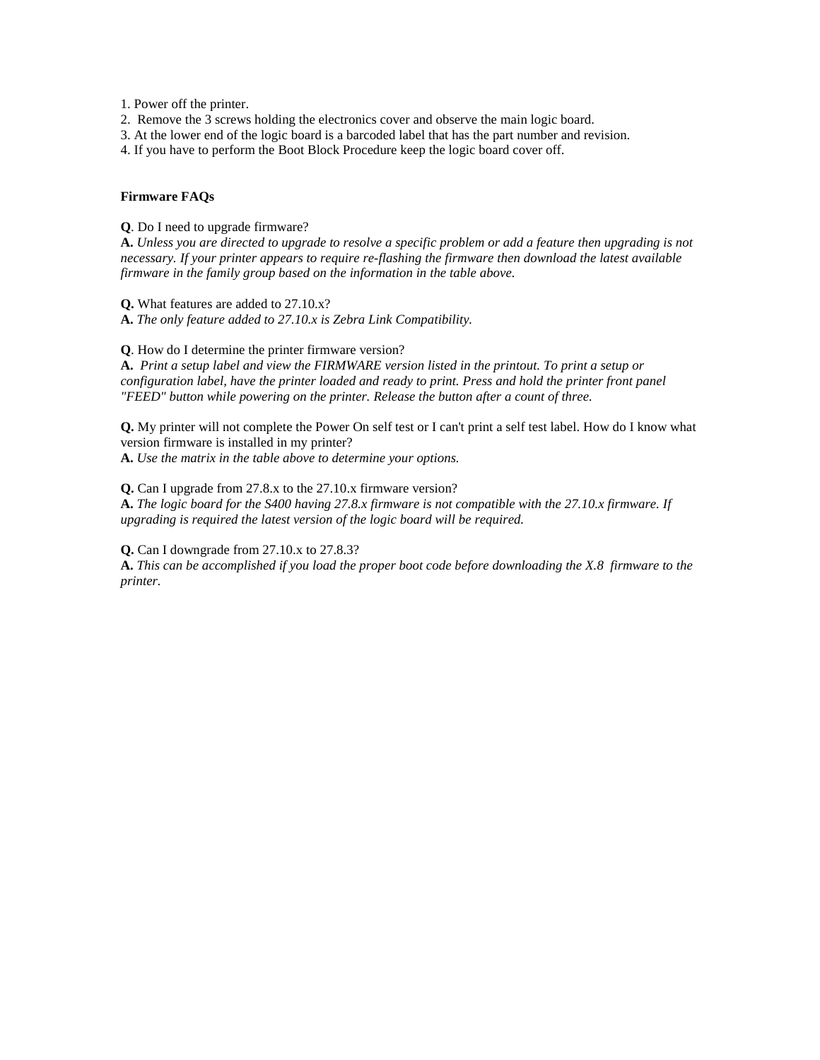1. Power off the printer.
2. Remove the 3 screws holding the electronics cover and observe the main logic board.
3. At the lower end of the logic board is a barcoded label that has the part number and revision.
4. If you have to perform the Boot Block Procedure keep the logic board cover off.

**Firmware FAQs**

**Q**. Do I need to upgrade firmware?
**A.** *Unless you are directed to upgrade to resolve a specific problem or add a feature then upgrading is not necessary. If your printer appears to require re-flashing the firmware then download the latest available firmware in the family group based on the information in the table above.*

**Q.** What features are added to 27.10.x?
**A.** *The only feature added to 27.10.x is Zebra Link Compatibility.*

**Q**. How do I determine the printer firmware version?
**A.** *Print a setup label and view the FIRMWARE version listed in the printout. To print a setup or configuration label, have the printer loaded and ready to print. Press and hold the printer front panel "FEED" button while powering on the printer. Release the button after a count of three.*

**Q.** My printer will not complete the Power On self test or I can't print a self test label. How do I know what version firmware is installed in my printer?
**A.** *Use the matrix in the table above to determine your options.*

**Q.** Can I upgrade from 27.8.x to the 27.10.x firmware version?
**A.** *The logic board for the S400 having 27.8.x firmware is not compatible with the 27.10.x firmware. If upgrading is required the latest version of the logic board will be required.*

**Q.** Can I downgrade from 27.10.x to 27.8.3?
**A.** *This can be accomplished if you load the proper boot code before downloading the X.8 firmware to the printer.*